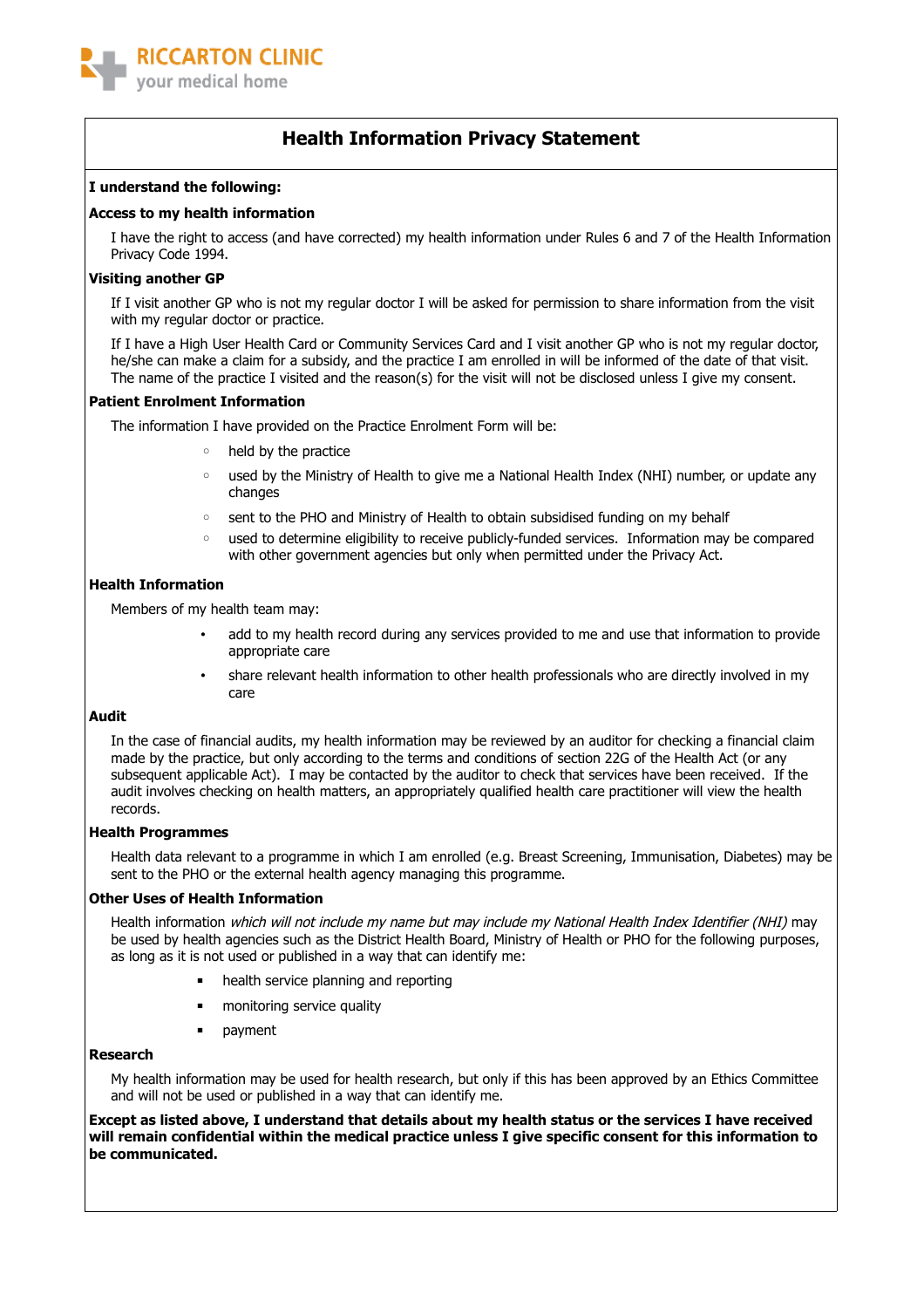RICCARTON CLINIC
your medical home

# Health Information Privacy Statement

**I understand the following:**

**Access to my health information**

I have the right to access (and have corrected) my health information under Rules 6 and 7 of the Health Information Privacy Code 1994.

**Visiting another GP**

If I visit another GP who is not my regular doctor I will be asked for permission to share information from the visit with my regular doctor or practice.

If I have a High User Health Card or Community Services Card and I visit another GP who is not my regular doctor, he/she can make a claim for a subsidy, and the practice I am enrolled in will be informed of the date of that visit. The name of the practice I visited and the reason(s) for the visit will not be disclosed unless I give my consent.

**Patient Enrolment Information**

The information I have provided on the Practice Enrolment Form will be:

- held by the practice
- used by the Ministry of Health to give me a National Health Index (NHI) number, or update any changes
- sent to the PHO and Ministry of Health to obtain subsidised funding on my behalf
- used to determine eligibility to receive publicly-funded services. Information may be compared with other government agencies but only when permitted under the Privacy Act.

**Health Information**

Members of my health team may:

- add to my health record during any services provided to me and use that information to provide appropriate care
- share relevant health information to other health professionals who are directly involved in my care

**Audit**

In the case of financial audits, my health information may be reviewed by an auditor for checking a financial claim made by the practice, but only according to the terms and conditions of section 22G of the Health Act (or any subsequent applicable Act). I may be contacted by the auditor to check that services have been received. If the audit involves checking on health matters, an appropriately qualified health care practitioner will view the health records.

**Health Programmes**

Health data relevant to a programme in which I am enrolled (e.g. Breast Screening, Immunisation, Diabetes) may be sent to the PHO or the external health agency managing this programme.

**Other Uses of Health Information**

Health information *which will not include my name but may include my National Health Index Identifier (NHI)* may be used by health agencies such as the District Health Board, Ministry of Health or PHO for the following purposes, as long as it is not used or published in a way that can identify me:

- health service planning and reporting
- monitoring service quality
- payment

**Research**

My health information may be used for health research, but only if this has been approved by an Ethics Committee and will not be used or published in a way that can identify me.

**Except as listed above, I understand that details about my health status or the services I have received will remain confidential within the medical practice unless I give specific consent for this information to be communicated.**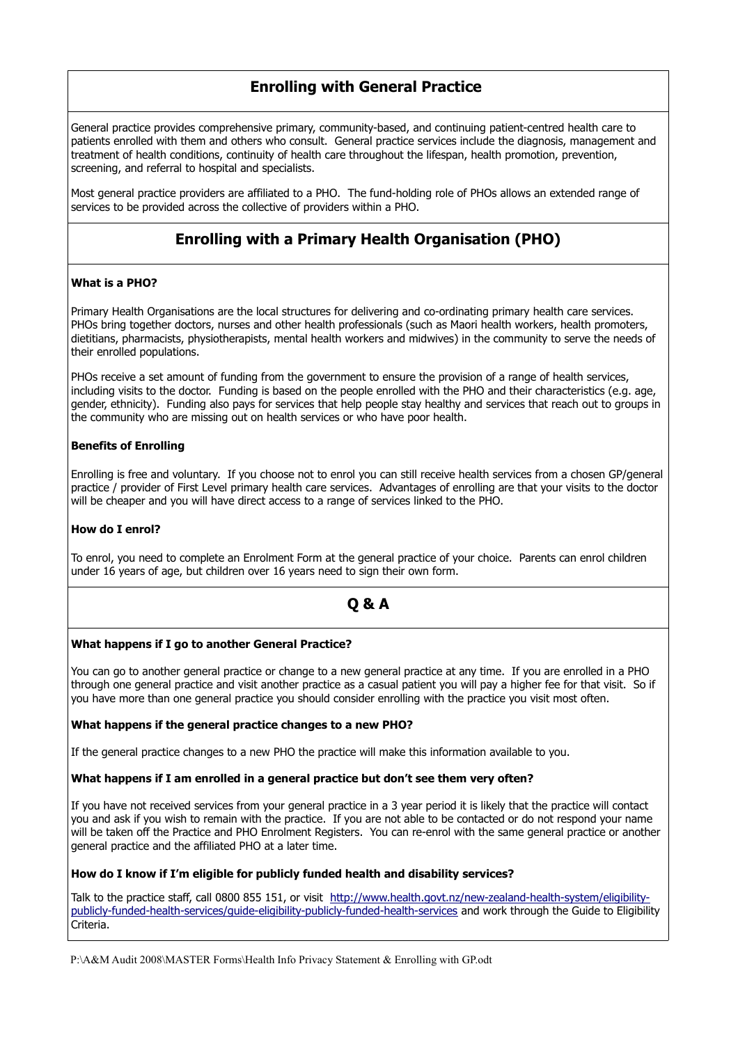## Enrolling with General Practice

General practice provides comprehensive primary, community-based, and continuing patient-centred health care to patients enrolled with them and others who consult. General practice services include the diagnosis, management and treatment of health conditions, continuity of health care throughout the lifespan, health promotion, prevention, screening, and referral to hospital and specialists.

Most general practice providers are affiliated to a PHO. The fund-holding role of PHOs allows an extended range of services to be provided across the collective of providers within a PHO.

## Enrolling with a Primary Health Organisation (PHO)

**What is a PHO?**

Primary Health Organisations are the local structures for delivering and co-ordinating primary health care services. PHOs bring together doctors, nurses and other health professionals (such as Maori health workers, health promoters, dietitians, pharmacists, physiotherapists, mental health workers and midwives) in the community to serve the needs of their enrolled populations.

PHOs receive a set amount of funding from the government to ensure the provision of a range of health services, including visits to the doctor. Funding is based on the people enrolled with the PHO and their characteristics (e.g. age, gender, ethnicity). Funding also pays for services that help people stay healthy and services that reach out to groups in the community who are missing out on health services or who have poor health.

**Benefits of Enrolling**

Enrolling is free and voluntary. If you choose not to enrol you can still receive health services from a chosen GP/general practice / provider of First Level primary health care services. Advantages of enrolling are that your visits to the doctor will be cheaper and you will have direct access to a range of services linked to the PHO.

**How do I enrol?**

To enrol, you need to complete an Enrolment Form at the general practice of your choice. Parents can enrol children under 16 years of age, but children over 16 years need to sign their own form.

## Q & A

**What happens if I go to another General Practice?**

You can go to another general practice or change to a new general practice at any time. If you are enrolled in a PHO through one general practice and visit another practice as a casual patient you will pay a higher fee for that visit. So if you have more than one general practice you should consider enrolling with the practice you visit most often.

**What happens if the general practice changes to a new PHO?**

If the general practice changes to a new PHO the practice will make this information available to you.

**What happens if I am enrolled in a general practice but don't see them very often?**

If you have not received services from your general practice in a 3 year period it is likely that the practice will contact you and ask if you wish to remain with the practice. If you are not able to be contacted or do not respond your name will be taken off the Practice and PHO Enrolment Registers. You can re-enrol with the same general practice or another general practice and the affiliated PHO at a later time.

**How do I know if I'm eligible for publicly funded health and disability services?**

Talk to the practice staff, call 0800 855 151, or visit http://www.health.govt.nz/new-zealand-health-system/eligibility-publicly-funded-health-services/guide-eligibility-publicly-funded-health-services and work through the Guide to Eligibility Criteria.

P:\A&M Audit 2008\MASTER Forms\Health Info Privacy Statement & Enrolling with GP.odt